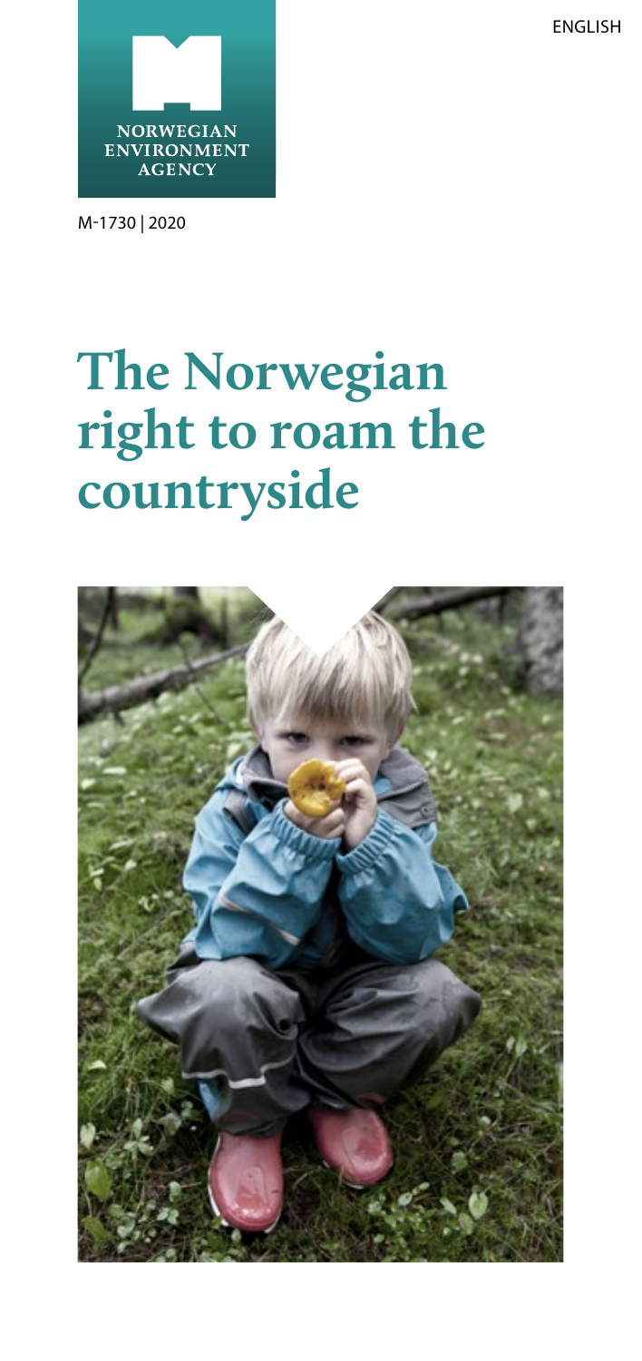ENGLISH

NORWEGIAN ENVIRONMENT AGENCY

M-1730 | 2020

# The Norwegian right to roam the countryside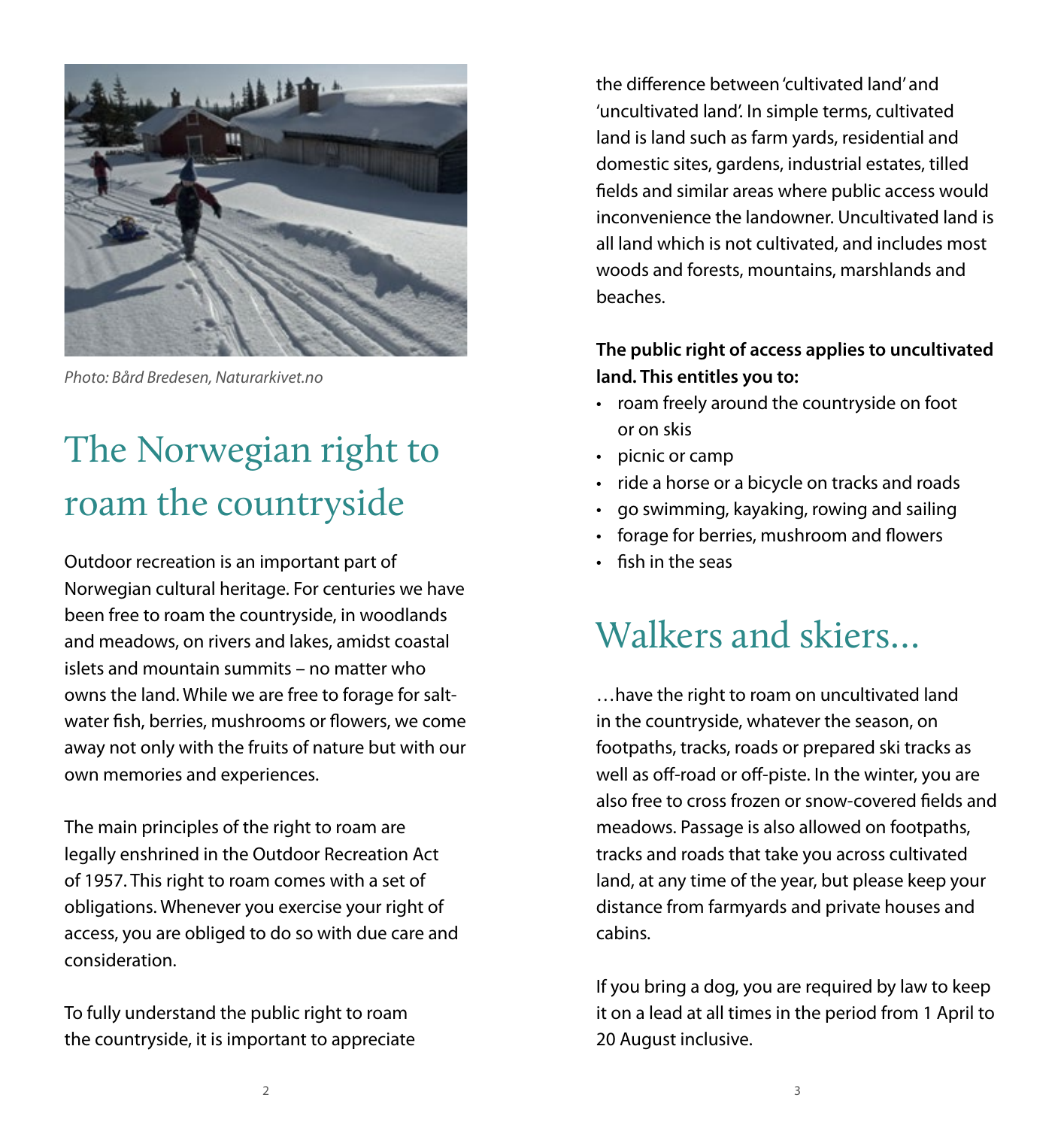*Photo: Bård Bredesen, Naturarkivet.no*

# The Norwegian right to roam the countryside

Outdoor recreation is an important part of Norwegian cultural heritage. For centuries we have been free to roam the countryside, in woodlands and meadows, on rivers and lakes, amidst coastal islets and mountain summits – no matter who owns the land. While we are free to forage for salt-water fish, berries, mushrooms or flowers, we come away not only with the fruits of nature but with our own memories and experiences.

The main principles of the right to roam are legally enshrined in the Outdoor Recreation Act of 1957. This right to roam comes with a set of obligations. Whenever you exercise your right of access, you are obliged to do so with due care and consideration.

To fully understand the public right to roam the countryside, it is important to appreciate the difference between 'cultivated land' and 'uncultivated land'. In simple terms, cultivated land is land such as farm yards, residential and domestic sites, gardens, industrial estates, tilled fields and similar areas where public access would inconvenience the landowner. Uncultivated land is all land which is not cultivated, and includes most woods and forests, mountains, marshlands and beaches.

**The public right of access applies to uncultivated land. This entitles you to:**

- roam freely around the countryside on foot or on skis
- picnic or camp
- ride a horse or a bicycle on tracks and roads
- go swimming, kayaking, rowing and sailing
- forage for berries, mushroom and flowers
- fish in the seas

# Walkers and skiers...

…have the right to roam on uncultivated land in the countryside, whatever the season, on footpaths, tracks, roads or prepared ski tracks as well as off-road or off-piste. In the winter, you are also free to cross frozen or snow-covered fields and meadows. Passage is also allowed on footpaths, tracks and roads that take you across cultivated land, at any time of the year, but please keep your distance from farmyards and private houses and cabins.

If you bring a dog, you are required by law to keep it on a lead at all times in the period from 1 April to 20 August inclusive.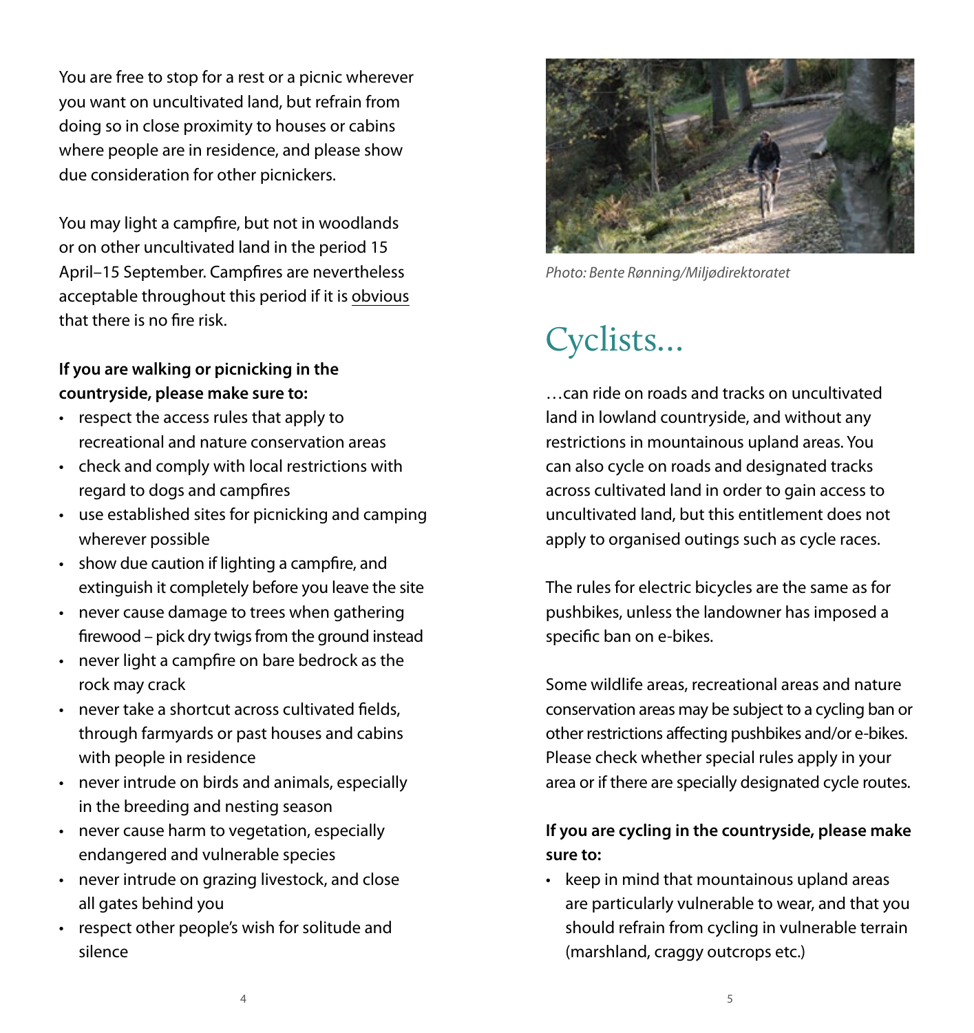You are free to stop for a rest or a picnic wherever you want on uncultivated land, but refrain from doing so in close proximity to houses or cabins where people are in residence, and please show due consideration for other picnickers.

You may light a campfire, but not in woodlands or on other uncultivated land in the period 15 April–15 September. Campfires are nevertheless acceptable throughout this period if it is <u>obvious</u> that there is no fire risk.

**If you are walking or picnicking in the countryside, please make sure to:**

- respect the access rules that apply to recreational and nature conservation areas
- check and comply with local restrictions with regard to dogs and campfires
- use established sites for picnicking and camping wherever possible
- show due caution if lighting a campfire, and extinguish it completely before you leave the site
- never cause damage to trees when gathering firewood – pick dry twigs from the ground instead
- never light a campfire on bare bedrock as the rock may crack
- never take a shortcut across cultivated fields, through farmyards or past houses and cabins with people in residence
- never intrude on birds and animals, especially in the breeding and nesting season
- never cause harm to vegetation, especially endangered and vulnerable species
- never intrude on grazing livestock, and close all gates behind you
- respect other people's wish for solitude and silence

*Photo: Bente Rønning/Miljødirektoratet*

# Cyclists...

…can ride on roads and tracks on uncultivated land in lowland countryside, and without any restrictions in mountainous upland areas. You can also cycle on roads and designated tracks across cultivated land in order to gain access to uncultivated land, but this entitlement does not apply to organised outings such as cycle races.

The rules for electric bicycles are the same as for pushbikes, unless the landowner has imposed a specific ban on e-bikes.

Some wildlife areas, recreational areas and nature conservation areas may be subject to a cycling ban or other restrictions affecting pushbikes and/or e-bikes. Please check whether special rules apply in your area or if there are specially designated cycle routes.

**If you are cycling in the countryside, please make sure to:**

- keep in mind that mountainous upland areas are particularly vulnerable to wear, and that you should refrain from cycling in vulnerable terrain (marshland, craggy outcrops etc.)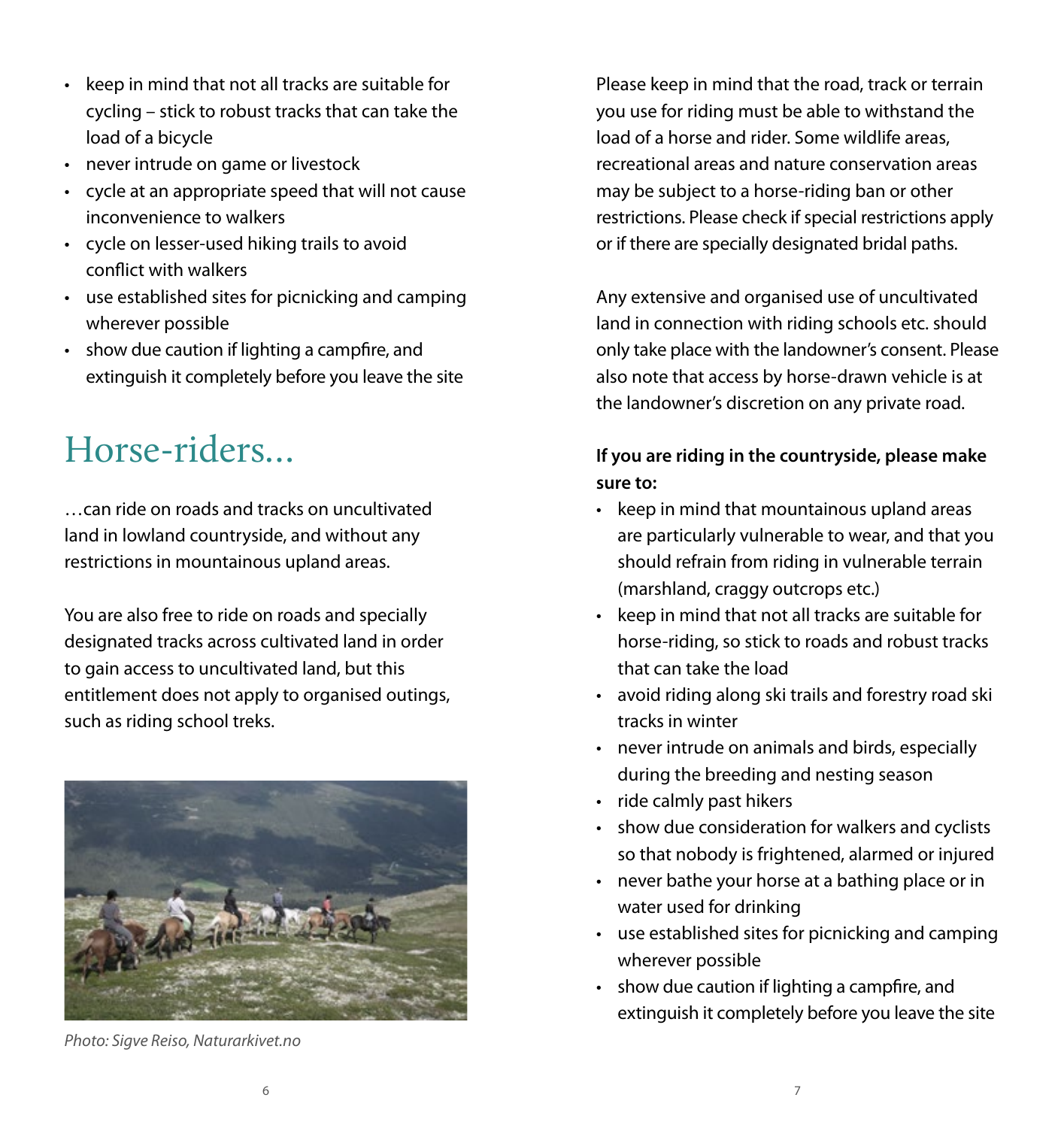- keep in mind that not all tracks are suitable for cycling – stick to robust tracks that can take the load of a bicycle
- never intrude on game or livestock
- cycle at an appropriate speed that will not cause inconvenience to walkers
- cycle on lesser-used hiking trails to avoid conflict with walkers
- use established sites for picnicking and camping wherever possible
- show due caution if lighting a campfire, and extinguish it completely before you leave the site

# Horse-riders...

…can ride on roads and tracks on uncultivated land in lowland countryside, and without any restrictions in mountainous upland areas.

You are also free to ride on roads and specially designated tracks across cultivated land in order to gain access to uncultivated land, but this entitlement does not apply to organised outings, such as riding school treks.

*Photo: Sigve Reiso, Naturarkivet.no*

Please keep in mind that the road, track or terrain you use for riding must be able to withstand the load of a horse and rider. Some wildlife areas, recreational areas and nature conservation areas may be subject to a horse-riding ban or other restrictions. Please check if special restrictions apply or if there are specially designated bridal paths.

Any extensive and organised use of uncultivated land in connection with riding schools etc. should only take place with the landowner's consent. Please also note that access by horse-drawn vehicle is at the landowner's discretion on any private road.

**If you are riding in the countryside, please make sure to:**

- keep in mind that mountainous upland areas are particularly vulnerable to wear, and that you should refrain from riding in vulnerable terrain (marshland, craggy outcrops etc.)
- keep in mind that not all tracks are suitable for horse-riding, so stick to roads and robust tracks that can take the load
- avoid riding along ski trails and forestry road ski tracks in winter
- never intrude on animals and birds, especially during the breeding and nesting season
- ride calmly past hikers
- show due consideration for walkers and cyclists so that nobody is frightened, alarmed or injured
- never bathe your horse at a bathing place or in water used for drinking
- use established sites for picnicking and camping wherever possible
- show due caution if lighting a campfire, and extinguish it completely before you leave the site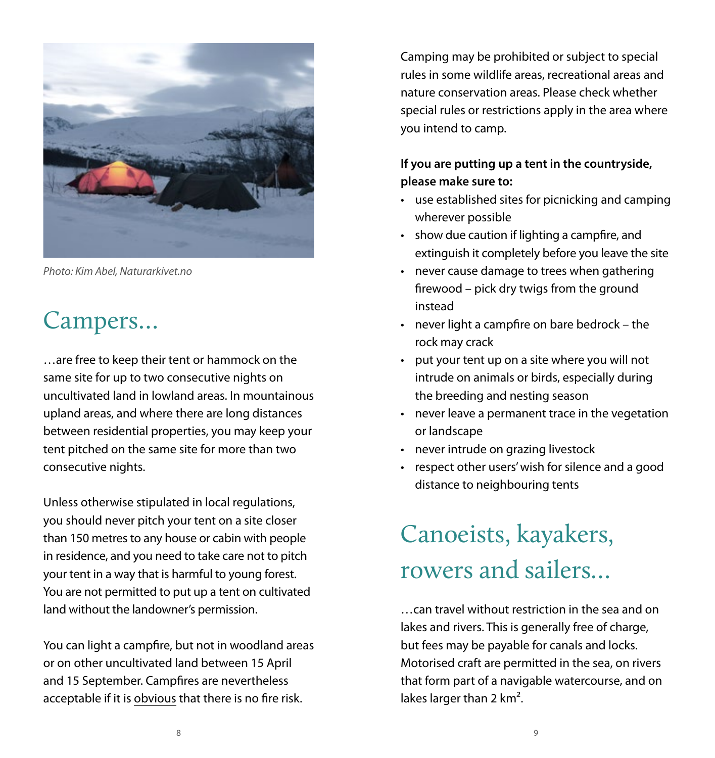Photo: Kim Abel, Naturarkivet.no

# Campers…

…are free to keep their tent or hammock on the same site for up to two consecutive nights on uncultivated land in lowland areas. In mountainous upland areas, and where there are long distances between residential properties, you may keep your tent pitched on the same site for more than two consecutive nights.

Unless otherwise stipulated in local regulations, you should never pitch your tent on a site closer than 150 metres to any house or cabin with people in residence, and you need to take care not to pitch your tent in a way that is harmful to young forest. You are not permitted to put up a tent on cultivated land without the landowner's permission.

You can light a campfire, but not in woodland areas or on other uncultivated land between 15 April and 15 September. Campfires are nevertheless acceptable if it is obvious that there is no fire risk.

Camping may be prohibited or subject to special rules in some wildlife areas, recreational areas and nature conservation areas. Please check whether special rules or restrictions apply in the area where you intend to camp.

**If you are putting up a tent in the countryside, please make sure to:**

- use established sites for picnicking and camping wherever possible
- show due caution if lighting a campfire, and extinguish it completely before you leave the site
- never cause damage to trees when gathering firewood – pick dry twigs from the ground instead
- never light a campfire on bare bedrock – the rock may crack
- put your tent up on a site where you will not intrude on animals or birds, especially during the breeding and nesting season
- never leave a permanent trace in the vegetation or landscape
- never intrude on grazing livestock
- respect other users' wish for silence and a good distance to neighbouring tents

# Canoeists, kayakers, rowers and sailers…

…can travel without restriction in the sea and on lakes and rivers. This is generally free of charge, but fees may be payable for canals and locks. Motorised craft are permitted in the sea, on rivers that form part of a navigable watercourse, and on lakes larger than 2 $km^2$.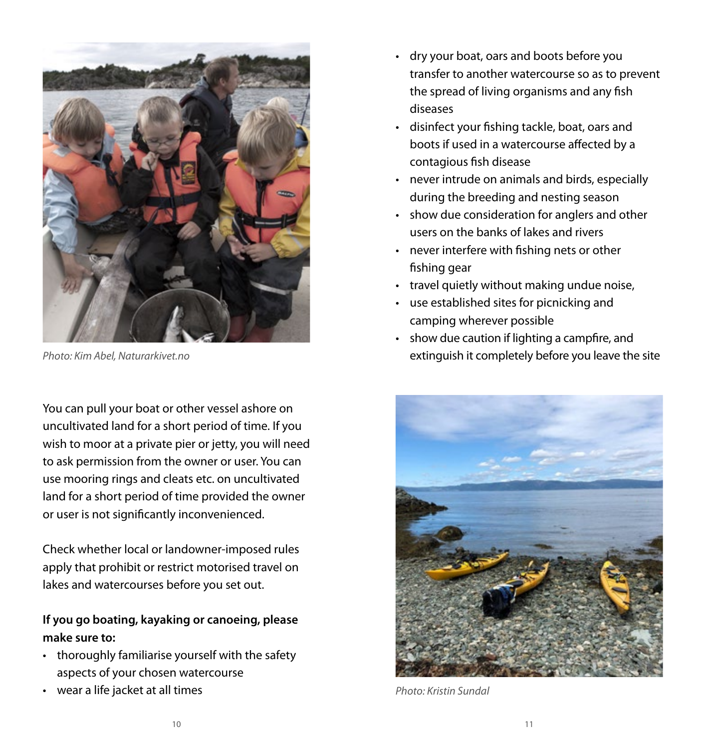Photo: Kim Abel, Naturarkivet.no

You can pull your boat or other vessel ashore on uncultivated land for a short period of time. If you wish to moor at a private pier or jetty, you will need to ask permission from the owner or user. You can use mooring rings and cleats etc. on uncultivated land for a short period of time provided the owner or user is not significantly inconvenienced.

Check whether local or landowner-imposed rules apply that prohibit or restrict motorised travel on lakes and watercourses before you set out.

**If you go boating, kayaking or canoeing, please make sure to:**

- thoroughly familiarise yourself with the safety aspects of your chosen watercourse
- wear a life jacket at all times
- dry your boat, oars and boots before you transfer to another watercourse so as to prevent the spread of living organisms and any fish diseases
- disinfect your fishing tackle, boat, oars and boots if used in a watercourse affected by a contagious fish disease
- never intrude on animals and birds, especially during the breeding and nesting season
- show due consideration for anglers and other users on the banks of lakes and rivers
- never interfere with fishing nets or other fishing gear
- travel quietly without making undue noise,
- use established sites for picnicking and camping wherever possible
- show due caution if lighting a campfire, and extinguish it completely before you leave the site

Photo: Kristin Sundal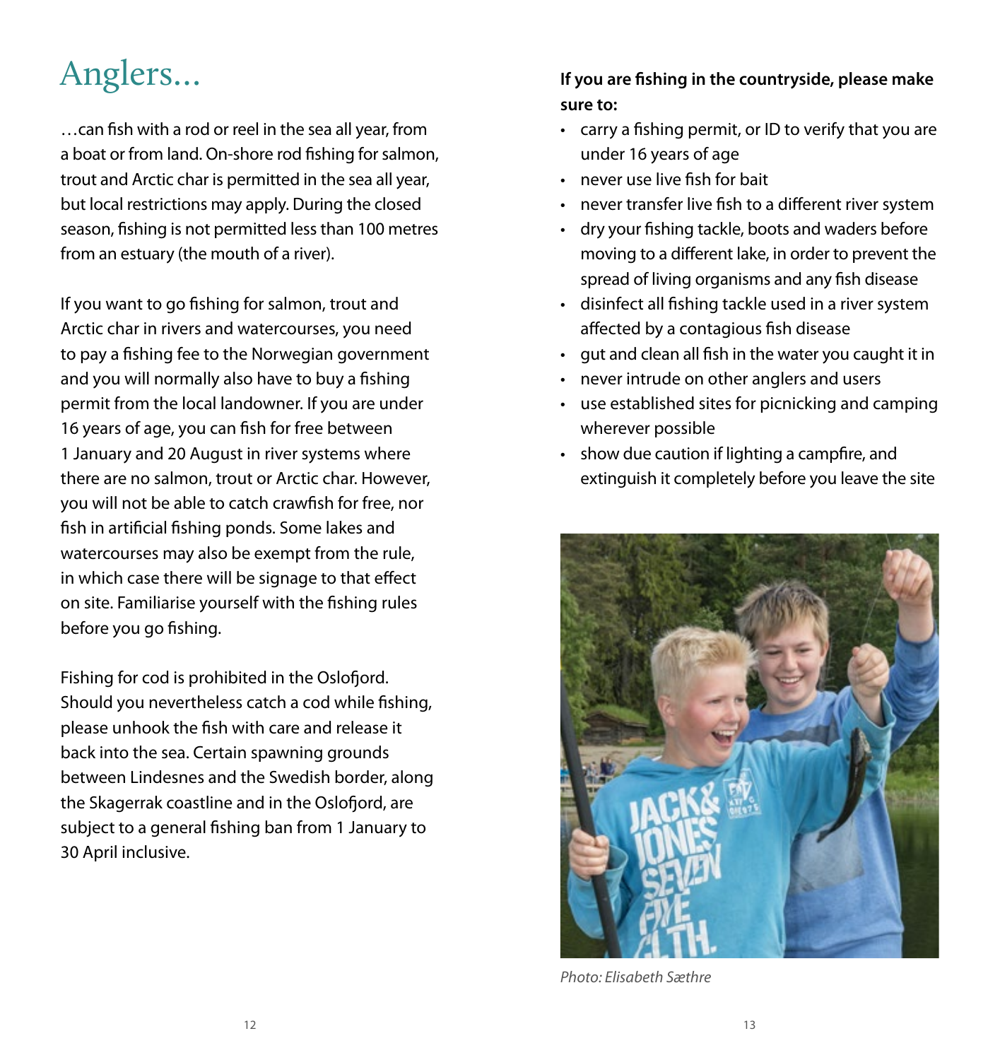# Anglers…

…can fish with a rod or reel in the sea all year, from a boat or from land. On-shore rod fishing for salmon, trout and Arctic char is permitted in the sea all year, but local restrictions may apply. During the closed season, fishing is not permitted less than 100 metres from an estuary (the mouth of a river).

If you want to go fishing for salmon, trout and Arctic char in rivers and watercourses, you need to pay a fishing fee to the Norwegian government and you will normally also have to buy a fishing permit from the local landowner. If you are under 16 years of age, you can fish for free between 1 January and 20 August in river systems where there are no salmon, trout or Arctic char. However, you will not be able to catch crawfish for free, nor fish in artificial fishing ponds. Some lakes and watercourses may also be exempt from the rule, in which case there will be signage to that effect on site. Familiarise yourself with the fishing rules before you go fishing.

Fishing for cod is prohibited in the Oslofjord. Should you nevertheless catch a cod while fishing, please unhook the fish with care and release it back into the sea. Certain spawning grounds between Lindesnes and the Swedish border, along the Skagerrak coastline and in the Oslofjord, are subject to a general fishing ban from 1 January to 30 April inclusive.

**If you are fishing in the countryside, please make sure to:**

- carry a fishing permit, or ID to verify that you are under 16 years of age
- never use live fish for bait
- never transfer live fish to a different river system
- dry your fishing tackle, boots and waders before moving to a different lake, in order to prevent the spread of living organisms and any fish disease
- disinfect all fishing tackle used in a river system affected by a contagious fish disease
- gut and clean all fish in the water you caught it in
- never intrude on other anglers and users
- use established sites for picnicking and camping wherever possible
- show due caution if lighting a campfire, and extinguish it completely before you leave the site

*Photo: Elisabeth Sæthre*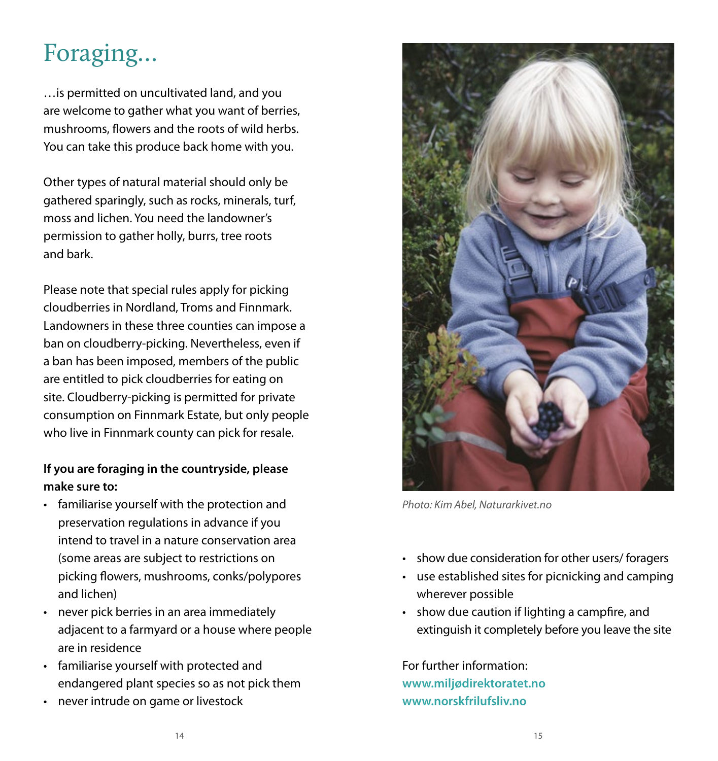# Foraging…

…is permitted on uncultivated land, and you are welcome to gather what you want of berries, mushrooms, flowers and the roots of wild herbs. You can take this produce back home with you.

Other types of natural material should only be gathered sparingly, such as rocks, minerals, turf, moss and lichen. You need the landowner's permission to gather holly, burrs, tree roots and bark.

Please note that special rules apply for picking cloudberries in Nordland, Troms and Finnmark. Landowners in these three counties can impose a ban on cloudberry-picking. Nevertheless, even if a ban has been imposed, members of the public are entitled to pick cloudberries for eating on site. Cloudberry-picking is permitted for private consumption on Finnmark Estate, but only people who live in Finnmark county can pick for resale.

**If you are foraging in the countryside, please make sure to:**

- familiarise yourself with the protection and preservation regulations in advance if you intend to travel in a nature conservation area (some areas are subject to restrictions on picking flowers, mushrooms, conks/polypores and lichen)
- never pick berries in an area immediately adjacent to a farmyard or a house where people are in residence
- familiarise yourself with protected and endangered plant species so as not pick them
- never intrude on game or livestock

*Photo: Kim Abel, Naturarkivet.no*

- show due consideration for other users/ foragers
- use established sites for picnicking and camping wherever possible
- show due caution if lighting a campfire, and extinguish it completely before you leave the site

For further information:
**www.miljødirektoratet.no**
**www.norskfrilufsliv.no**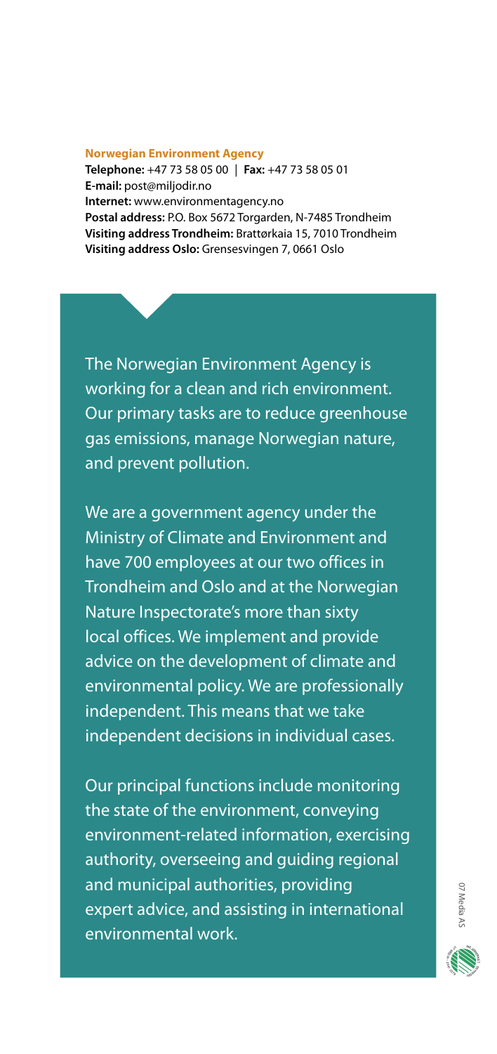**Norwegian Environment Agency**

**Telephone:** +47 73 58 05 00 | **Fax:** +47 73 58 05 01
**E-mail:** post@miljodir.no
**Internet:** www.environmentagency.no
**Postal address:** P.O. Box 5672 Torgarden, N-7485 Trondheim
**Visiting address Trondheim:** Brattørkaia 15, 7010 Trondheim
**Visiting address Oslo:** Grensesvingen 7, 0661 Oslo

The Norwegian Environment Agency is working for a clean and rich environment. Our primary tasks are to reduce greenhouse gas emissions, manage Norwegian nature, and prevent pollution.

We are a government agency under the Ministry of Climate and Environment and have 700 employees at our two offices in Trondheim and Oslo and at the Norwegian Nature Inspectorate's more than sixty local offices. We implement and provide advice on the development of climate and environmental policy. We are professionally independent. This means that we take independent decisions in individual cases.

Our principal functions include monitoring the state of the environment, conveying environment-related information, exercising authority, overseeing and guiding regional and municipal authorities, providing expert advice, and assisting in international environmental work.

07 Media AS